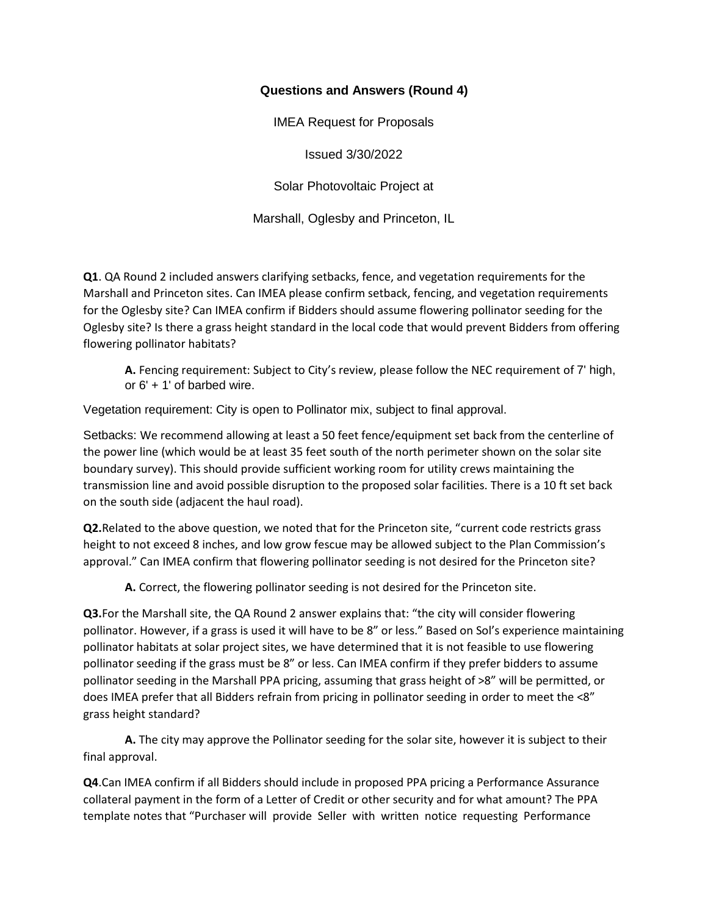## Questions and Answers (Round 4)

IMEA Request for Proposals

Issued 3/30/2022

Solar Photovoltaic Project at

Marshall, Oglesby and Princeton, IL

**Q1**. QA Round 2 included answers clarifying setbacks, fence, and vegetation requirements for the Marshall and Princeton sites. Can IMEA please confirm setback, fencing, and vegetation requirements for the Oglesby site? Can IMEA confirm if Bidders should assume flowering pollinator seeding for the Oglesby site? Is there a grass height standard in the local code that would prevent Bidders from offering flowering pollinator habitats?

> **A.** Fencing requirement: Subject to City's review, please follow the NEC requirement of 7' high, or 6' + 1' of barbed wire.

Vegetation requirement: City is open to Pollinator mix, subject to final approval.

Setbacks: We recommend allowing at least a 50 feet fence/equipment set back from the centerline of the power line (which would be at least 35 feet south of the north perimeter shown on the solar site boundary survey). This should provide sufficient working room for utility crews maintaining the transmission line and avoid possible disruption to the proposed solar facilities. There is a 10 ft set back on the south side (adjacent the haul road).

**Q2.** Related to the above question, we noted that for the Princeton site, "current code restricts grass height to not exceed 8 inches, and low grow fescue may be allowed subject to the Plan Commission's approval." Can IMEA confirm that flowering pollinator seeding is not desired for the Princeton site?

> **A.** Correct, the flowering pollinator seeding is not desired for the Princeton site.

**Q3.** For the Marshall site, the QA Round 2 answer explains that: "the city will consider flowering pollinator. However, if a grass is used it will have to be 8" or less." Based on Sol's experience maintaining pollinator habitats at solar project sites, we have determined that it is not feasible to use flowering pollinator seeding if the grass must be 8" or less. Can IMEA confirm if they prefer bidders to assume pollinator seeding in the Marshall PPA pricing, assuming that grass height of >8" will be permitted, or does IMEA prefer that all Bidders refrain from pricing in pollinator seeding in order to meet the <8" grass height standard?

> **A.** The city may approve the Pollinator seeding for the solar site, however it is subject to their final approval.

**Q4.** Can IMEA confirm if all Bidders should include in proposed PPA pricing a Performance Assurance collateral payment in the form of a Letter of Credit or other security and for what amount? The PPA template notes that "Purchaser will provide Seller with written notice requesting Performance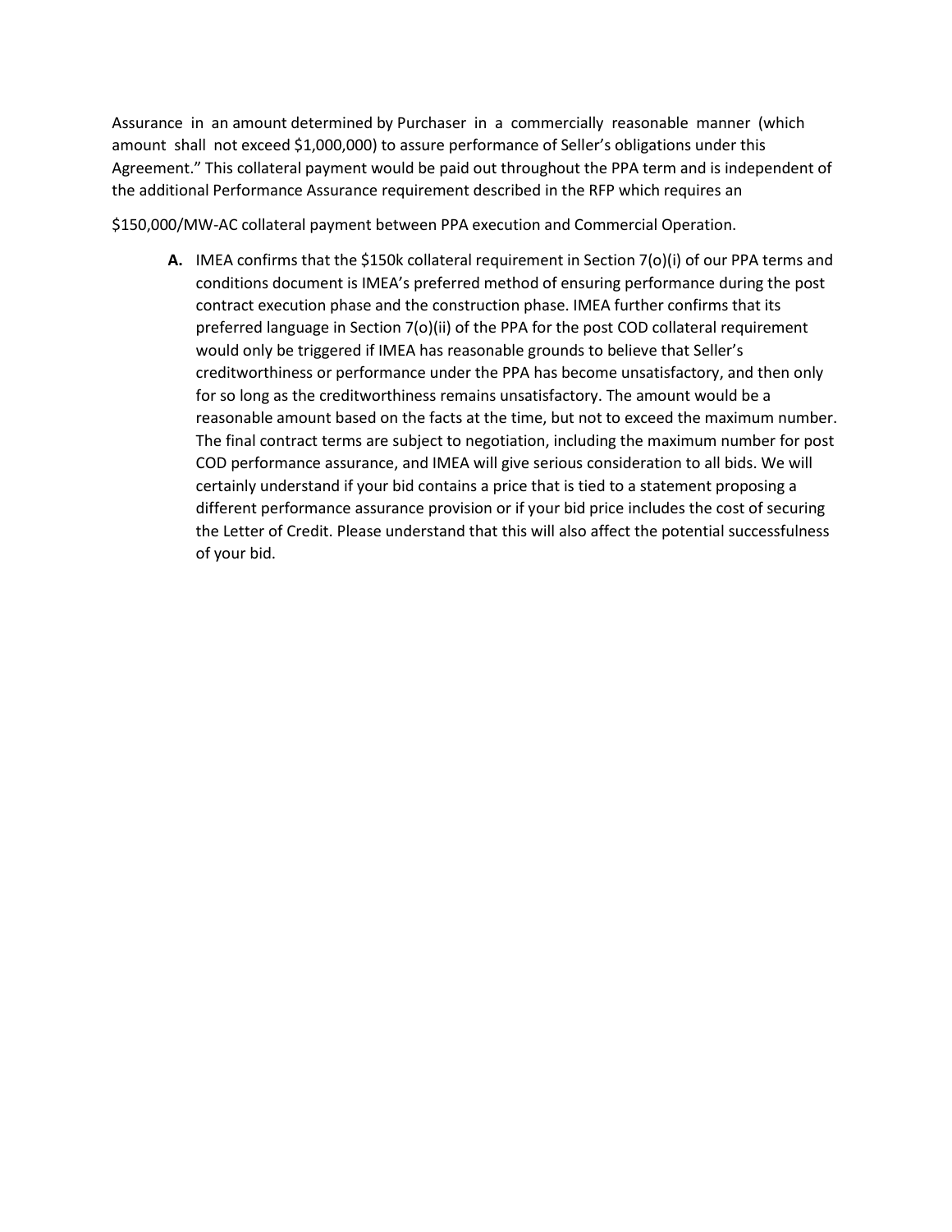Assurance in an amount determined by Purchaser in a commercially reasonable manner (which amount shall not exceed $1,000,000) to assure performance of Seller's obligations under this Agreement." This collateral payment would be paid out throughout the PPA term and is independent of the additional Performance Assurance requirement described in the RFP which requires an

$150,000/MW-AC collateral payment between PPA execution and Commercial Operation.

**A.** IMEA confirms that the $150k collateral requirement in Section 7(o)(i) of our PPA terms and conditions document is IMEA's preferred method of ensuring performance during the post contract execution phase and the construction phase. IMEA further confirms that its preferred language in Section 7(o)(ii) of the PPA for the post COD collateral requirement would only be triggered if IMEA has reasonable grounds to believe that Seller's creditworthiness or performance under the PPA has become unsatisfactory, and then only for so long as the creditworthiness remains unsatisfactory. The amount would be a reasonable amount based on the facts at the time, but not to exceed the maximum number. The final contract terms are subject to negotiation, including the maximum number for post COD performance assurance, and IMEA will give serious consideration to all bids. We will certainly understand if your bid contains a price that is tied to a statement proposing a different performance assurance provision or if your bid price includes the cost of securing the Letter of Credit. Please understand that this will also affect the potential successfulness of your bid.